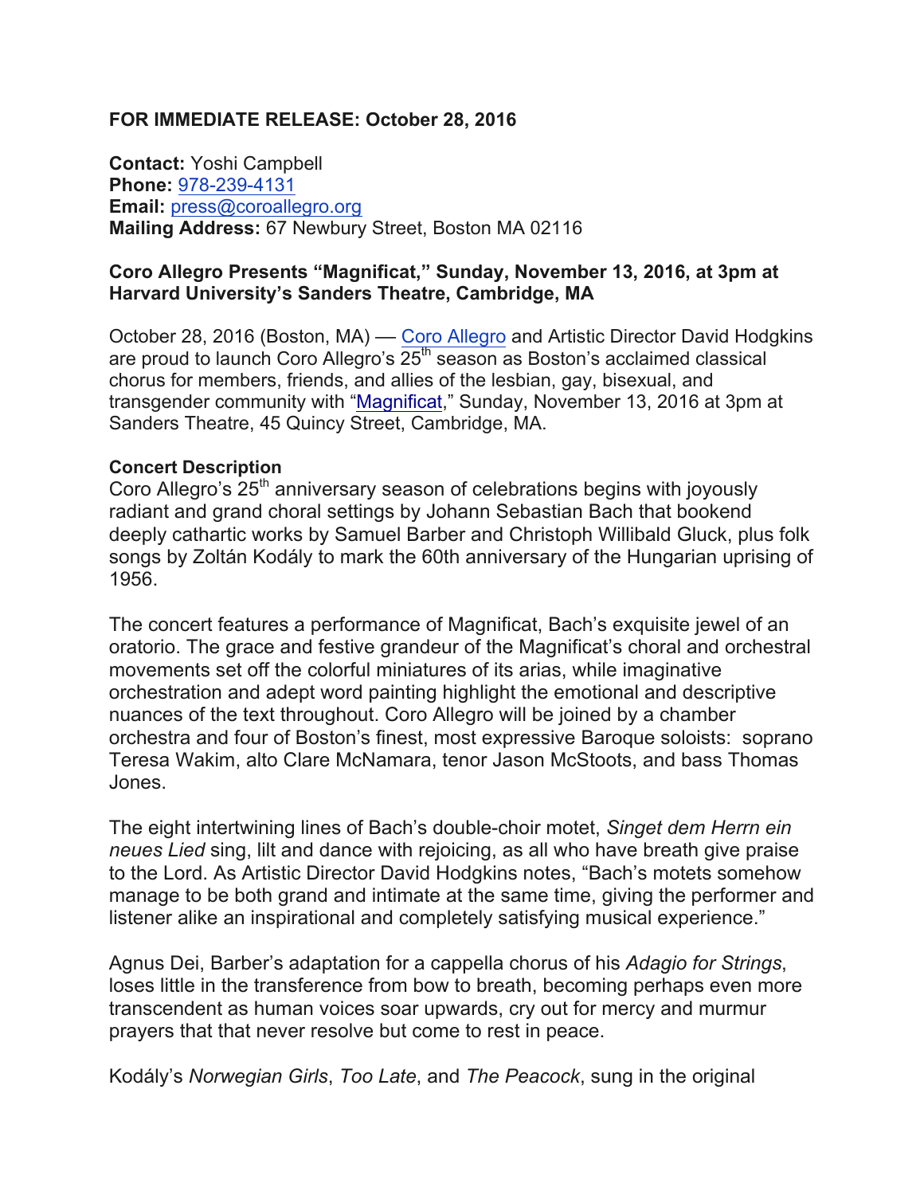**FOR IMMEDIATE RELEASE: October 28, 2016**

**Contact:** Yoshi Campbell
**Phone:** 978-239-4131
**Email:** press@coroallegro.org
**Mailing Address:** 67 Newbury Street, Boston MA 02116

**Coro Allegro Presents "Magnificat," Sunday, November 13, 2016, at 3pm at Harvard University's Sanders Theatre, Cambridge, MA**

October 28, 2016 (Boston, MA) — Coro Allegro and Artistic Director David Hodgkins are proud to launch Coro Allegro's 25th season as Boston's acclaimed classical chorus for members, friends, and allies of the lesbian, gay, bisexual, and transgender community with "Magnificat," Sunday, November 13, 2016 at 3pm at Sanders Theatre, 45 Quincy Street, Cambridge, MA.

**Concert Description**
Coro Allegro's 25th anniversary season of celebrations begins with joyously radiant and grand choral settings by Johann Sebastian Bach that bookend deeply cathartic works by Samuel Barber and Christoph Willibald Gluck, plus folk songs by Zoltán Kodály to mark the 60th anniversary of the Hungarian uprising of 1956.

The concert features a performance of Magnificat, Bach's exquisite jewel of an oratorio. The grace and festive grandeur of the Magnificat's choral and orchestral movements set off the colorful miniatures of its arias, while imaginative orchestration and adept word painting highlight the emotional and descriptive nuances of the text throughout. Coro Allegro will be joined by a chamber orchestra and four of Boston's finest, most expressive Baroque soloists: soprano Teresa Wakim, alto Clare McNamara, tenor Jason McStoots, and bass Thomas Jones.

The eight intertwining lines of Bach's double-choir motet, *Singet dem Herrn ein neues Lied* sing, lilt and dance with rejoicing, as all who have breath give praise to the Lord. As Artistic Director David Hodgkins notes, "Bach's motets somehow manage to be both grand and intimate at the same time, giving the performer and listener alike an inspirational and completely satisfying musical experience."

Agnus Dei, Barber's adaptation for a cappella chorus of his *Adagio for Strings*, loses little in the transference from bow to breath, becoming perhaps even more transcendent as human voices soar upwards, cry out for mercy and murmur prayers that that never resolve but come to rest in peace.

Kodály's *Norwegian Girls*, *Too Late*, and *The Peacock*, sung in the original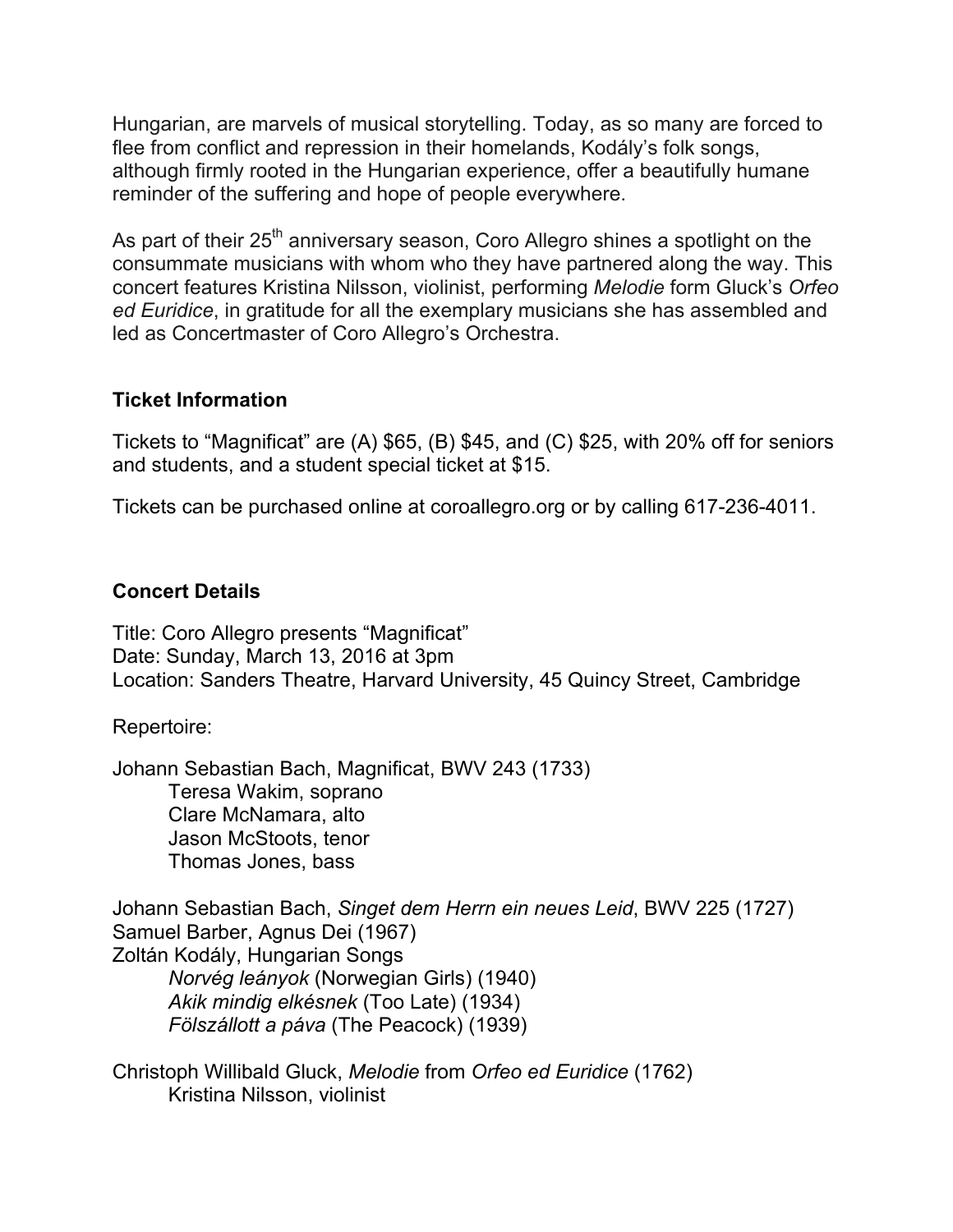Hungarian, are marvels of musical storytelling. Today, as so many are forced to flee from conflict and repression in their homelands, Kodály's folk songs, although firmly rooted in the Hungarian experience, offer a beautifully humane reminder of the suffering and hope of people everywhere.

As part of their 25th anniversary season, Coro Allegro shines a spotlight on the consummate musicians with whom who they have partnered along the way. This concert features Kristina Nilsson, violinist, performing *Melodie* form Gluck's *Orfeo ed Euridice*, in gratitude for all the exemplary musicians she has assembled and led as Concertmaster of Coro Allegro's Orchestra.

**Ticket Information**

Tickets to "Magnificat" are (A) $65, (B) $45, and (C) $25, with 20% off for seniors and students, and a student special ticket at $15.

Tickets can be purchased online at coroallegro.org or by calling 617-236-4011.

**Concert Details**

Title: Coro Allegro presents "Magnificat"
Date: Sunday, March 13, 2016 at 3pm
Location: Sanders Theatre, Harvard University, 45 Quincy Street, Cambridge

Repertoire:

Johann Sebastian Bach, Magnificat, BWV 243 (1733)
    Teresa Wakim, soprano
    Clare McNamara, alto
    Jason McStoots, tenor
    Thomas Jones, bass

Johann Sebastian Bach, *Singet dem Herrn ein neues Leid*, BWV 225 (1727)
Samuel Barber, Agnus Dei (1967)
Zoltán Kodály, Hungarian Songs
    *Norvég leányok* (Norwegian Girls) (1940)
    *Akik mindig elkésnek* (Too Late) (1934)
    *Fölszállott a páva* (The Peacock) (1939)

Christoph Willibald Gluck, *Melodie* from *Orfeo ed Euridice* (1762)
    Kristina Nilsson, violinist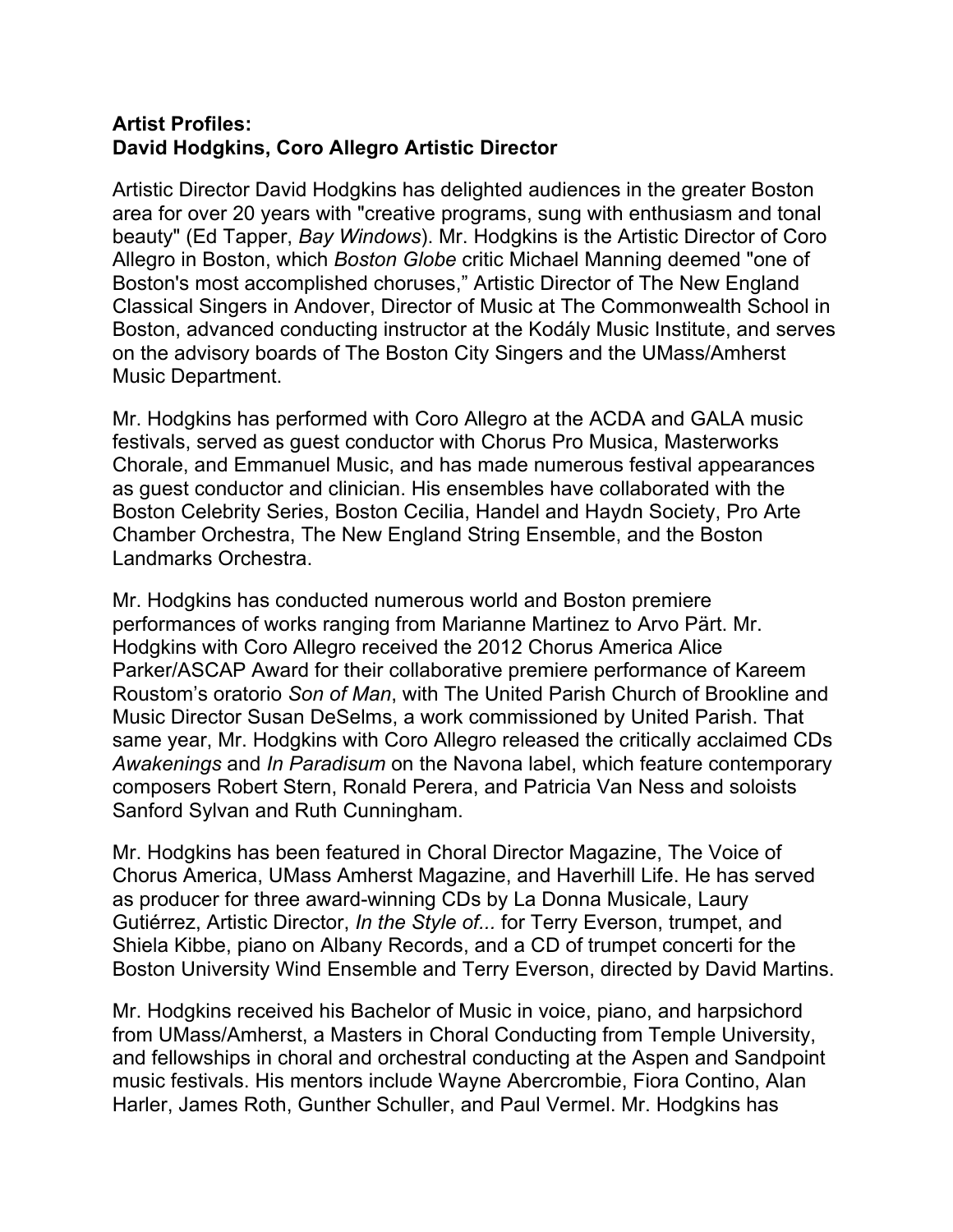**Artist Profiles:**
**David Hodgkins, Coro Allegro Artistic Director**

Artistic Director David Hodgkins has delighted audiences in the greater Boston area for over 20 years with "creative programs, sung with enthusiasm and tonal beauty" (Ed Tapper, *Bay Windows*). Mr. Hodgkins is the Artistic Director of Coro Allegro in Boston, which *Boston Globe* critic Michael Manning deemed "one of Boston's most accomplished choruses," Artistic Director of The New England Classical Singers in Andover, Director of Music at The Commonwealth School in Boston, advanced conducting instructor at the Kodály Music Institute, and serves on the advisory boards of The Boston City Singers and the UMass/Amherst Music Department.

Mr. Hodgkins has performed with Coro Allegro at the ACDA and GALA music festivals, served as guest conductor with Chorus Pro Musica, Masterworks Chorale, and Emmanuel Music, and has made numerous festival appearances as guest conductor and clinician. His ensembles have collaborated with the Boston Celebrity Series, Boston Cecilia, Handel and Haydn Society, Pro Arte Chamber Orchestra, The New England String Ensemble, and the Boston Landmarks Orchestra.

Mr. Hodgkins has conducted numerous world and Boston premiere performances of works ranging from Marianne Martinez to Arvo Pärt. Mr. Hodgkins with Coro Allegro received the 2012 Chorus America Alice Parker/ASCAP Award for their collaborative premiere performance of Kareem Roustom's oratorio *Son of Man*, with The United Parish Church of Brookline and Music Director Susan DeSelms, a work commissioned by United Parish. That same year, Mr. Hodgkins with Coro Allegro released the critically acclaimed CDs *Awakenings* and *In Paradisum* on the Navona label, which feature contemporary composers Robert Stern, Ronald Perera, and Patricia Van Ness and soloists Sanford Sylvan and Ruth Cunningham.

Mr. Hodgkins has been featured in Choral Director Magazine, The Voice of Chorus America, UMass Amherst Magazine, and Haverhill Life. He has served as producer for three award-winning CDs by La Donna Musicale, Laury Gutiérrez, Artistic Director, *In the Style of...* for Terry Everson, trumpet, and Shiela Kibbe, piano on Albany Records, and a CD of trumpet concerti for the Boston University Wind Ensemble and Terry Everson, directed by David Martins.

Mr. Hodgkins received his Bachelor of Music in voice, piano, and harpsichord from UMass/Amherst, a Masters in Choral Conducting from Temple University, and fellowships in choral and orchestral conducting at the Aspen and Sandpoint music festivals. His mentors include Wayne Abercrombie, Fiora Contino, Alan Harler, James Roth, Gunther Schuller, and Paul Vermel. Mr. Hodgkins has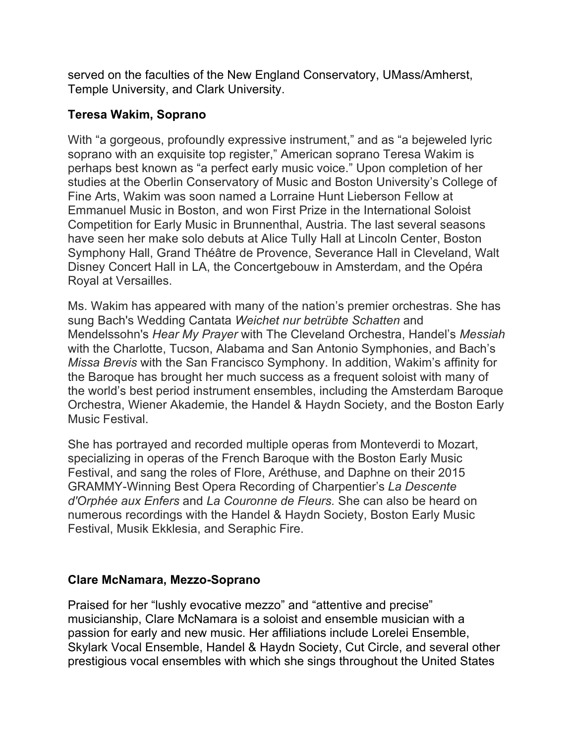served on the faculties of the New England Conservatory, UMass/Amherst, Temple University, and Clark University.

**Teresa Wakim, Soprano**

With "a gorgeous, profoundly expressive instrument," and as "a bejeweled lyric soprano with an exquisite top register," American soprano Teresa Wakim is perhaps best known as "a perfect early music voice." Upon completion of her studies at the Oberlin Conservatory of Music and Boston University's College of Fine Arts, Wakim was soon named a Lorraine Hunt Lieberson Fellow at Emmanuel Music in Boston, and won First Prize in the International Soloist Competition for Early Music in Brunnenthal, Austria. The last several seasons have seen her make solo debuts at Alice Tully Hall at Lincoln Center, Boston Symphony Hall, Grand Théâtre de Provence, Severance Hall in Cleveland, Walt Disney Concert Hall in LA, the Concertgebouw in Amsterdam, and the Opéra Royal at Versailles.

Ms. Wakim has appeared with many of the nation's premier orchestras. She has sung Bach's Wedding Cantata *Weichet nur betrübte Schatten* and Mendelssohn's *Hear My Prayer* with The Cleveland Orchestra, Handel's *Messiah* with the Charlotte, Tucson, Alabama and San Antonio Symphonies, and Bach's *Missa Brevis* with the San Francisco Symphony. In addition, Wakim's affinity for the Baroque has brought her much success as a frequent soloist with many of the world's best period instrument ensembles, including the Amsterdam Baroque Orchestra, Wiener Akademie, the Handel & Haydn Society, and the Boston Early Music Festival.

She has portrayed and recorded multiple operas from Monteverdi to Mozart, specializing in operas of the French Baroque with the Boston Early Music Festival, and sang the roles of Flore, Aréthuse, and Daphne on their 2015 GRAMMY-Winning Best Opera Recording of Charpentier's *La Descente d'Orphée aux Enfers* and *La Couronne de Fleurs.* She can also be heard on numerous recordings with the Handel & Haydn Society, Boston Early Music Festival, Musik Ekklesia, and Seraphic Fire.

**Clare McNamara, Mezzo-Soprano**

Praised for her "lushly evocative mezzo" and "attentive and precise" musicianship, Clare McNamara is a soloist and ensemble musician with a passion for early and new music. Her affiliations include Lorelei Ensemble, Skylark Vocal Ensemble, Handel & Haydn Society, Cut Circle, and several other prestigious vocal ensembles with which she sings throughout the United States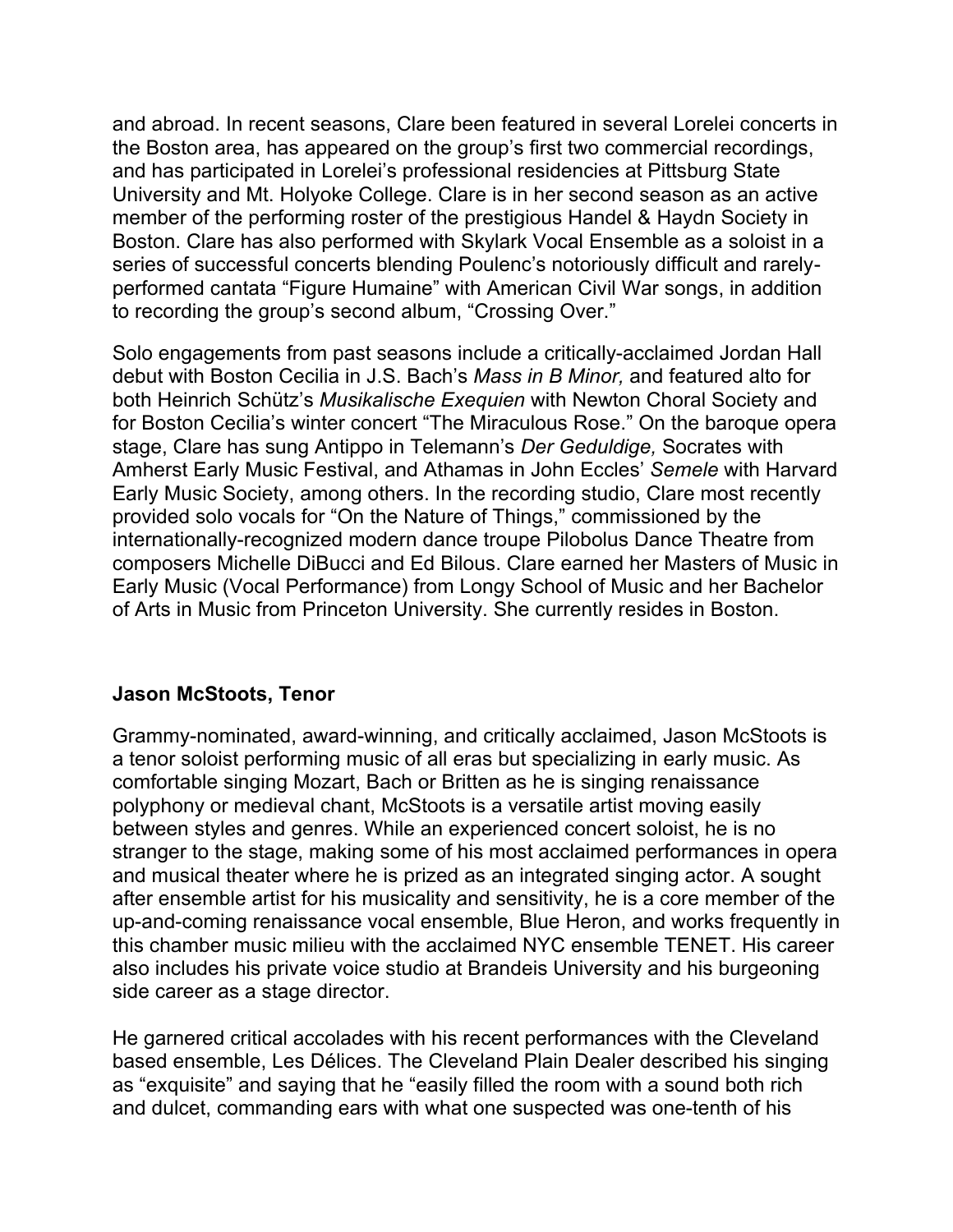and abroad. In recent seasons, Clare been featured in several Lorelei concerts in the Boston area, has appeared on the group's first two commercial recordings, and has participated in Lorelei's professional residencies at Pittsburg State University and Mt. Holyoke College. Clare is in her second season as an active member of the performing roster of the prestigious Handel & Haydn Society in Boston. Clare has also performed with Skylark Vocal Ensemble as a soloist in a series of successful concerts blending Poulenc's notoriously difficult and rarely-performed cantata "Figure Humaine" with American Civil War songs, in addition to recording the group's second album, "Crossing Over."

Solo engagements from past seasons include a critically-acclaimed Jordan Hall debut with Boston Cecilia in J.S. Bach's *Mass in B Minor,* and featured alto for both Heinrich Schütz's *Musikalische Exequien* with Newton Choral Society and for Boston Cecilia's winter concert "The Miraculous Rose." On the baroque opera stage, Clare has sung Antippo in Telemann's *Der Geduldige,* Socrates with Amherst Early Music Festival, and Athamas in John Eccles' *Semele* with Harvard Early Music Society, among others. In the recording studio, Clare most recently provided solo vocals for "On the Nature of Things," commissioned by the internationally-recognized modern dance troupe Pilobolus Dance Theatre from composers Michelle DiBucci and Ed Bilous. Clare earned her Masters of Music in Early Music (Vocal Performance) from Longy School of Music and her Bachelor of Arts in Music from Princeton University. She currently resides in Boston.

**Jason McStoots, Tenor**

Grammy-nominated, award-winning, and critically acclaimed, Jason McStoots is a tenor soloist performing music of all eras but specializing in early music. As comfortable singing Mozart, Bach or Britten as he is singing renaissance polyphony or medieval chant, McStoots is a versatile artist moving easily between styles and genres. While an experienced concert soloist, he is no stranger to the stage, making some of his most acclaimed performances in opera and musical theater where he is prized as an integrated singing actor. A sought after ensemble artist for his musicality and sensitivity, he is a core member of the up-and-coming renaissance vocal ensemble, Blue Heron, and works frequently in this chamber music milieu with the acclaimed NYC ensemble TENET. His career also includes his private voice studio at Brandeis University and his burgeoning side career as a stage director.

He garnered critical accolades with his recent performances with the Cleveland based ensemble, Les Délices. The Cleveland Plain Dealer described his singing as "exquisite" and saying that he "easily filled the room with a sound both rich and dulcet, commanding ears with what one suspected was one-tenth of his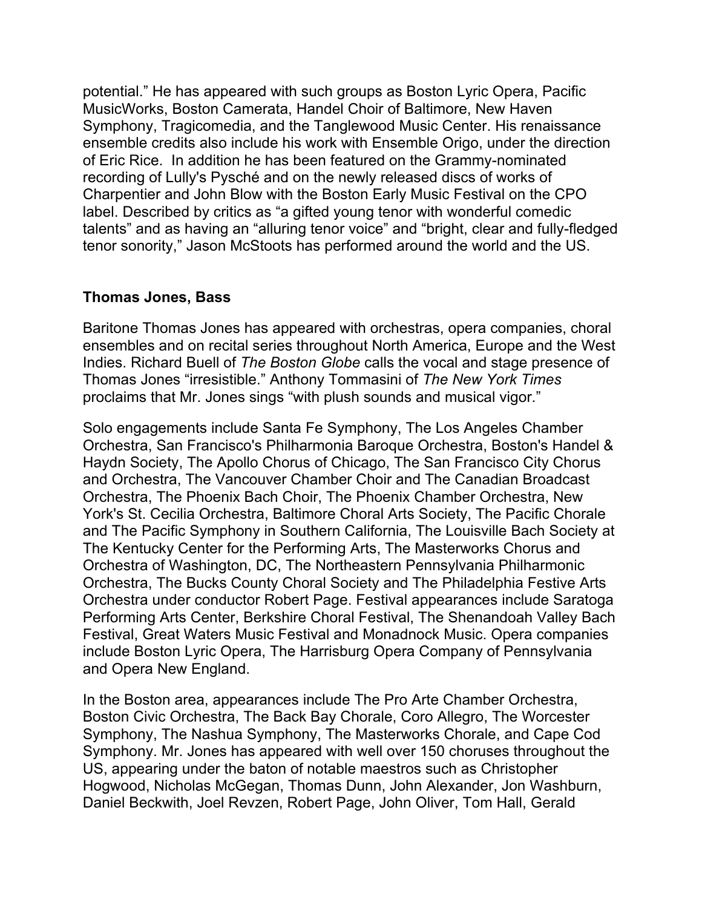potential." He has appeared with such groups as Boston Lyric Opera, Pacific MusicWorks, Boston Camerata, Handel Choir of Baltimore, New Haven Symphony, Tragicomedia, and the Tanglewood Music Center. His renaissance ensemble credits also include his work with Ensemble Origo, under the direction of Eric Rice. In addition he has been featured on the Grammy-nominated recording of Lully's Pysché and on the newly released discs of works of Charpentier and John Blow with the Boston Early Music Festival on the CPO label. Described by critics as "a gifted young tenor with wonderful comedic talents" and as having an "alluring tenor voice" and "bright, clear and fully-fledged tenor sonority," Jason McStoots has performed around the world and the US.

**Thomas Jones, Bass**

Baritone Thomas Jones has appeared with orchestras, opera companies, choral ensembles and on recital series throughout North America, Europe and the West Indies. Richard Buell of *The Boston Globe* calls the vocal and stage presence of Thomas Jones "irresistible." Anthony Tommasini of *The New York Times* proclaims that Mr. Jones sings "with plush sounds and musical vigor."

Solo engagements include Santa Fe Symphony, The Los Angeles Chamber Orchestra, San Francisco's Philharmonia Baroque Orchestra, Boston's Handel & Haydn Society, The Apollo Chorus of Chicago, The San Francisco City Chorus and Orchestra, The Vancouver Chamber Choir and The Canadian Broadcast Orchestra, The Phoenix Bach Choir, The Phoenix Chamber Orchestra, New York's St. Cecilia Orchestra, Baltimore Choral Arts Society, The Pacific Chorale and The Pacific Symphony in Southern California, The Louisville Bach Society at The Kentucky Center for the Performing Arts, The Masterworks Chorus and Orchestra of Washington, DC, The Northeastern Pennsylvania Philharmonic Orchestra, The Bucks County Choral Society and The Philadelphia Festive Arts Orchestra under conductor Robert Page. Festival appearances include Saratoga Performing Arts Center, Berkshire Choral Festival, The Shenandoah Valley Bach Festival, Great Waters Music Festival and Monadnock Music. Opera companies include Boston Lyric Opera, The Harrisburg Opera Company of Pennsylvania and Opera New England.

In the Boston area, appearances include The Pro Arte Chamber Orchestra, Boston Civic Orchestra, The Back Bay Chorale, Coro Allegro, The Worcester Symphony, The Nashua Symphony, The Masterworks Chorale, and Cape Cod Symphony. Mr. Jones has appeared with well over 150 choruses throughout the US, appearing under the baton of notable maestros such as Christopher Hogwood, Nicholas McGegan, Thomas Dunn, John Alexander, Jon Washburn, Daniel Beckwith, Joel Revzen, Robert Page, John Oliver, Tom Hall, Gerald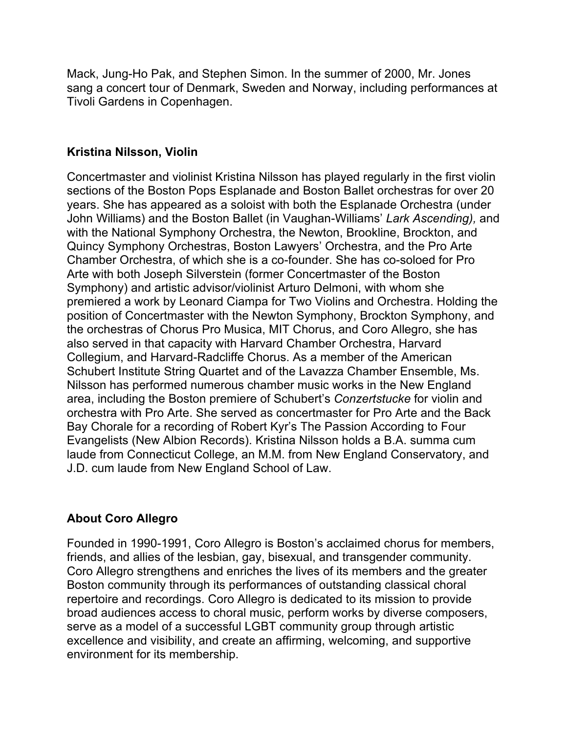Mack, Jung-Ho Pak, and Stephen Simon. In the summer of 2000, Mr. Jones sang a concert tour of Denmark, Sweden and Norway, including performances at Tivoli Gardens in Copenhagen.

### Kristina Nilsson, Violin

Concertmaster and violinist Kristina Nilsson has played regularly in the first violin sections of the Boston Pops Esplanade and Boston Ballet orchestras for over 20 years. She has appeared as a soloist with both the Esplanade Orchestra (under John Williams) and the Boston Ballet (in Vaughan-Williams' *Lark Ascending),* and with the National Symphony Orchestra, the Newton, Brookline, Brockton, and Quincy Symphony Orchestras, Boston Lawyers' Orchestra, and the Pro Arte Chamber Orchestra, of which she is a co-founder. She has co-soloed for Pro Arte with both Joseph Silverstein (former Concertmaster of the Boston Symphony) and artistic advisor/violinist Arturo Delmoni, with whom she premiered a work by Leonard Ciampa for Two Violins and Orchestra. Holding the position of Concertmaster with the Newton Symphony, Brockton Symphony, and the orchestras of Chorus Pro Musica, MIT Chorus, and Coro Allegro, she has also served in that capacity with Harvard Chamber Orchestra, Harvard Collegium, and Harvard-Radcliffe Chorus. As a member of the American Schubert Institute String Quartet and of the Lavazza Chamber Ensemble, Ms. Nilsson has performed numerous chamber music works in the New England area, including the Boston premiere of Schubert's *Conzertstucke* for violin and orchestra with Pro Arte. She served as concertmaster for Pro Arte and the Back Bay Chorale for a recording of Robert Kyr's The Passion According to Four Evangelists (New Albion Records). Kristina Nilsson holds a B.A. summa cum laude from Connecticut College, an M.M. from New England Conservatory, and J.D. cum laude from New England School of Law.

### About Coro Allegro

Founded in 1990-1991, Coro Allegro is Boston's acclaimed chorus for members, friends, and allies of the lesbian, gay, bisexual, and transgender community. Coro Allegro strengthens and enriches the lives of its members and the greater Boston community through its performances of outstanding classical choral repertoire and recordings. Coro Allegro is dedicated to its mission to provide broad audiences access to choral music, perform works by diverse composers, serve as a model of a successful LGBT community group through artistic excellence and visibility, and create an affirming, welcoming, and supportive environment for its membership.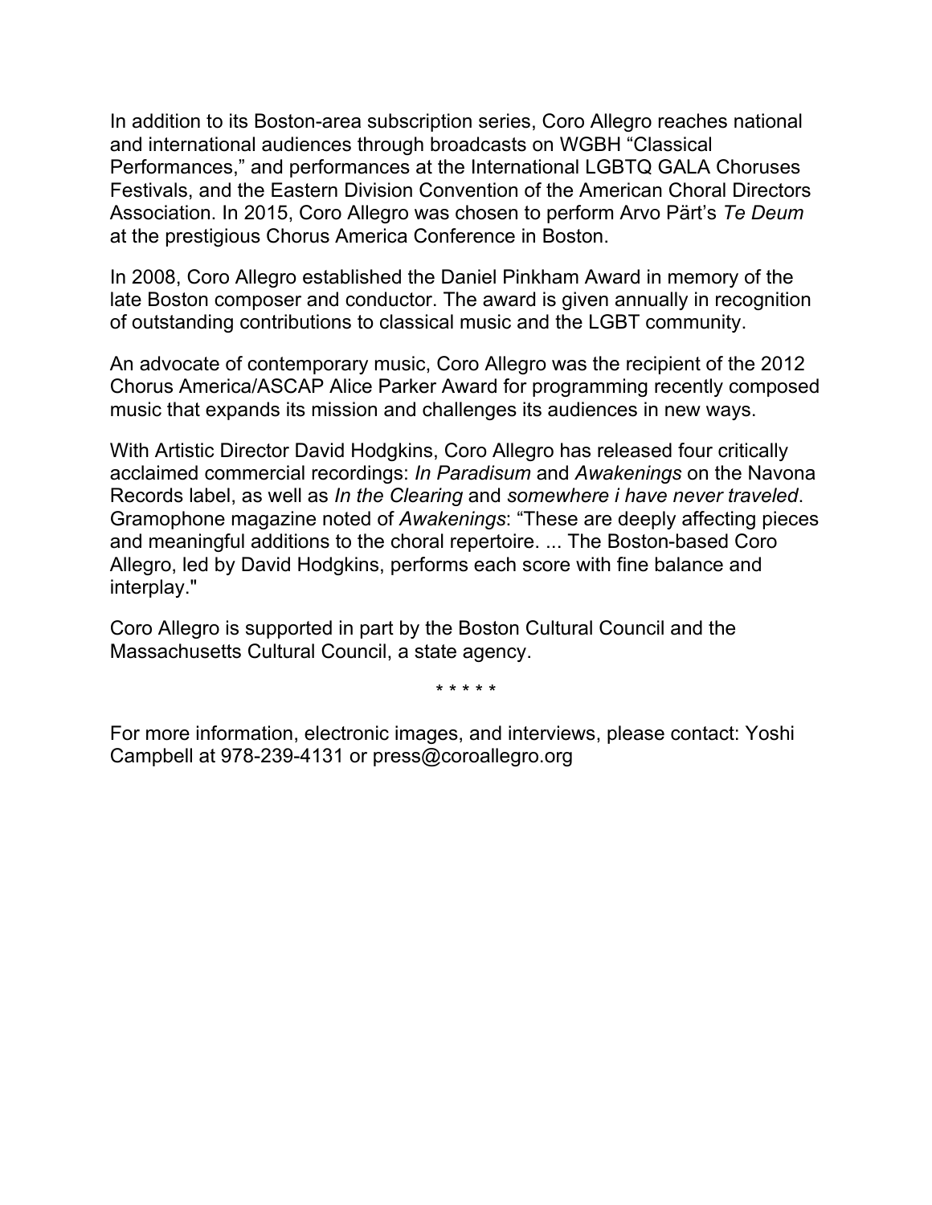In addition to its Boston-area subscription series, Coro Allegro reaches national and international audiences through broadcasts on WGBH "Classical Performances," and performances at the International LGBTQ GALA Choruses Festivals, and the Eastern Division Convention of the American Choral Directors Association. In 2015, Coro Allegro was chosen to perform Arvo Pärt's *Te Deum* at the prestigious Chorus America Conference in Boston.

In 2008, Coro Allegro established the Daniel Pinkham Award in memory of the late Boston composer and conductor. The award is given annually in recognition of outstanding contributions to classical music and the LGBT community.

An advocate of contemporary music, Coro Allegro was the recipient of the 2012 Chorus America/ASCAP Alice Parker Award for programming recently composed music that expands its mission and challenges its audiences in new ways.

With Artistic Director David Hodgkins, Coro Allegro has released four critically acclaimed commercial recordings: *In Paradisum* and *Awakenings* on the Navona Records label, as well as *In the Clearing* and *somewhere i have never traveled*. Gramophone magazine noted of *Awakenings*: "These are deeply affecting pieces and meaningful additions to the choral repertoire. ... The Boston-based Coro Allegro, led by David Hodgkins, performs each score with fine balance and interplay."

Coro Allegro is supported in part by the Boston Cultural Council and the Massachusetts Cultural Council, a state agency.

\* \* \* \* \*

For more information, electronic images, and interviews, please contact: Yoshi Campbell at 978-239-4131 or press@coroallegro.org